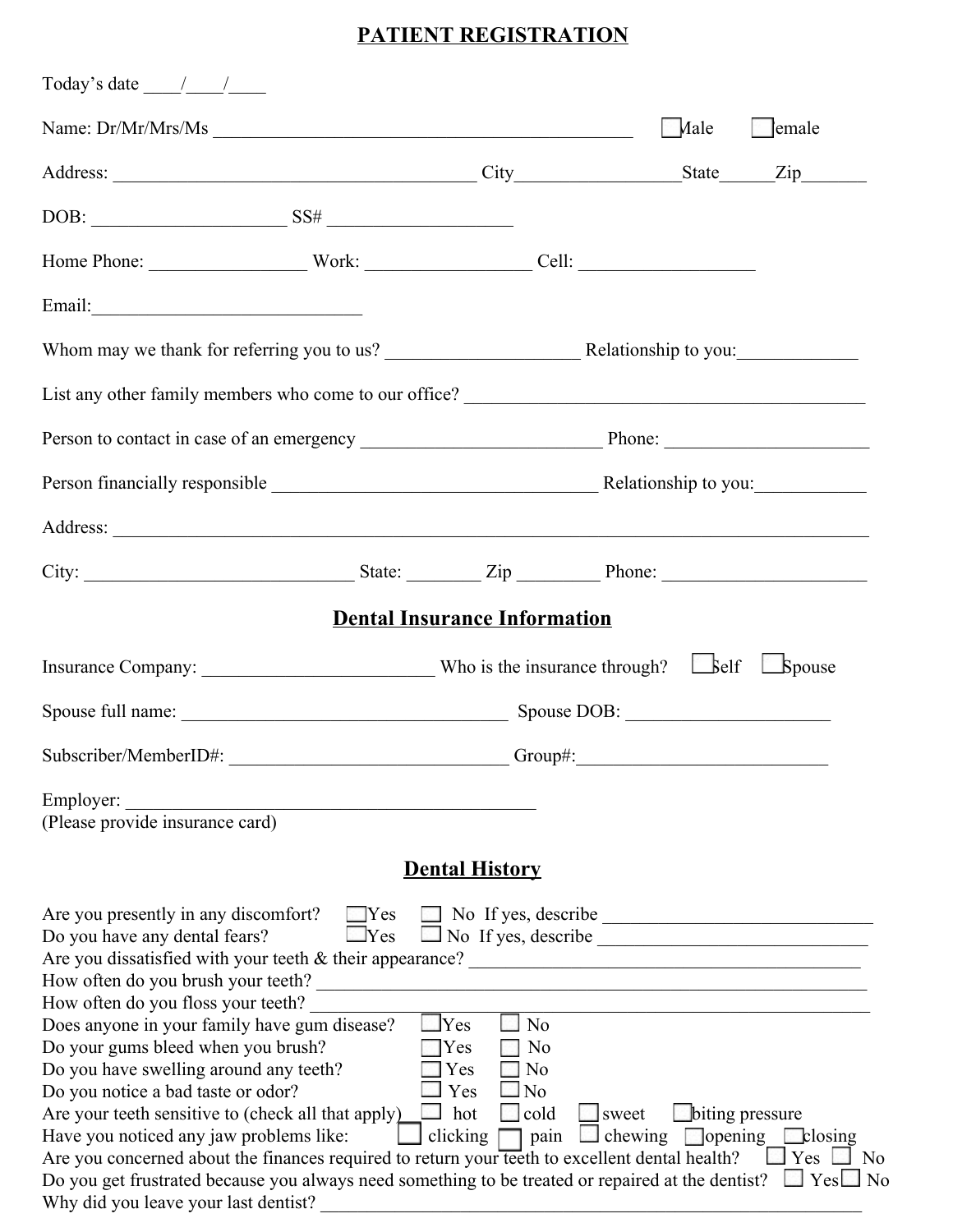# PATIENT REGISTRATION

Today's date ____/____/____

Name: Dr/Mr/Mrs/Ms ______________________________________________ ☐ Male ☐ Female

Address: ________________________________________ City_________________State______Zip_______

DOB: ____________________ SS# ___________________

Home Phone: ________________ Work: _________________ Cell: __________________

Email:_____________________________

Whom may we thank for referring you to us? ____________________ Relationship to you:____________

List any other family members who come to our office? ____________________________________________

Person to contact in case of an emergency _________________________ Phone: _____________________

Person financially responsible __________________________________ Relationship to you:___________

Address: ______________________________________________________________________________

City: _____________________________ State: ________ Zip ________ Phone: _____________________

## Dental Insurance Information

Insurance Company: _________________________ Who is the insurance through? ☐ Self ☐ Spouse

Spouse full name: ___________________________________ Spouse DOB: _____________________

Subscriber/MemberID#: ______________________________ Group#:__________________________

Employer: _____________________________________________
(Please provide insurance card)

## Dental History

Are you presently in any discomfort? ☐ Yes ☐ No If yes, describe ____________________________
Do you have any dental fears? ☐ Yes ☐ No If yes, describe ____________________________
Are you dissatisfied with your teeth & their appearance? __________________________________________
How often do you brush your teeth? __________________________________________________________
How often do you floss your teeth? ___________________________________________________________
Does anyone in your family have gum disease? ☐ Yes ☐ No
Do your gums bleed when you brush? ☐ Yes ☐ No
Do you have swelling around any teeth? ☐ Yes ☐ No
Do you notice a bad taste or odor? ☐ Yes ☐ No
Are your teeth sensitive to (check all that apply) ☐ hot ☐ cold ☐ sweet ☐ biting pressure
Have you noticed any jaw problems like: ☐ clicking ☐ pain ☐ chewing ☐ opening ☐ closing
Are you concerned about the finances required to return your teeth to excellent dental health? ☐ Yes ☐ No
Do you get frustrated because you always need something to be treated or repaired at the dentist? ☐ Yes ☐ No
Why did you leave your last dentist? _________________________________________________________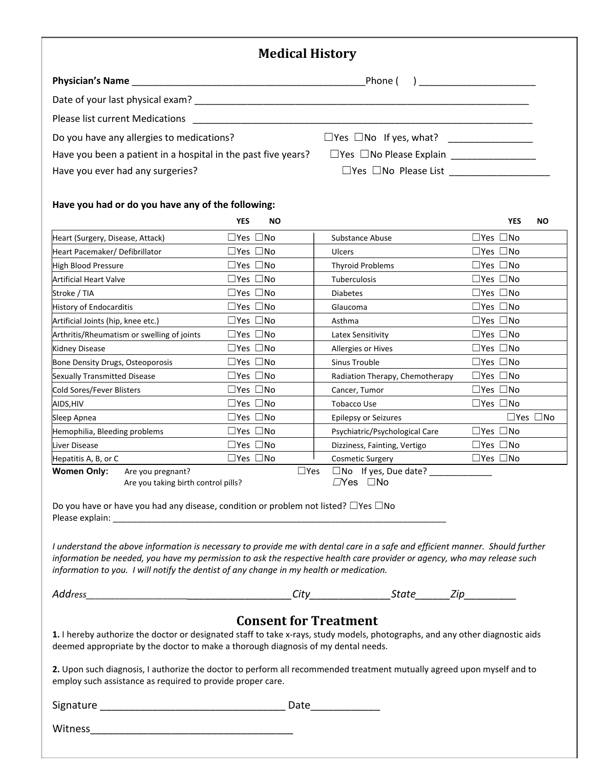# Medical History

**Physician's Name** ____________________________________________Phone (     ) _____________________

Date of your last physical exam? ______________________________________________________________

Please list current Medications ________________________________________________________________

Do you have any allergies to medications? ☐Yes ☐No If yes, what? _______________

Have you been a patient in a hospital in the past five years? ☐Yes ☐No Please Explain _______________

Have you ever had any surgeries? ☐Yes ☐No Please List __________________

**Have you had or do you have any of the following:**

| | YES NO | | YES NO |
|---|---|---|---|
| Heart (Surgery, Disease, Attack) | ☐Yes ☐No | Substance Abuse | ☐Yes ☐No |
| Heart Pacemaker/ Defibrillator | ☐Yes ☐No | Ulcers | ☐Yes ☐No |
| High Blood Pressure | ☐Yes ☐No | Thyroid Problems | ☐Yes ☐No |
| Artificial Heart Valve | ☐Yes ☐No | Tuberculosis | ☐Yes ☐No |
| Stroke / TIA | ☐Yes ☐No | Diabetes | ☐Yes ☐No |
| History of Endocarditis | ☐Yes ☐No | Glaucoma | ☐Yes ☐No |
| Artificial Joints (hip, knee etc.) | ☐Yes ☐No | Asthma | ☐Yes ☐No |
| Arthritis/Rheumatism or swelling of joints | ☐Yes ☐No | Latex Sensitivity | ☐Yes ☐No |
| Kidney Disease | ☐Yes ☐No | Allergies or Hives | ☐Yes ☐No |
| Bone Density Drugs, Osteoporosis | ☐Yes ☐No | Sinus Trouble | ☐Yes ☐No |
| Sexually Transmitted Disease | ☐Yes ☐No | Radiation Therapy, Chemotherapy | ☐Yes ☐No |
| Cold Sores/Fever Blisters | ☐Yes ☐No | Cancer, Tumor | ☐Yes ☐No |
| AIDS,HIV | ☐Yes ☐No | Tobacco Use | ☐Yes ☐No |
| Sleep Apnea | ☐Yes ☐No | Epilepsy or Seizures | ☐Yes ☐No |
| Hemophilia, Bleeding problems | ☐Yes ☐No | Psychiatric/Psychological Care | ☐Yes ☐No |
| Liver Disease | ☐Yes ☐No | Dizziness, Fainting, Vertigo | ☐Yes ☐No |
| Hepatitis A, B, or C | ☐Yes ☐No | Cosmetic Surgery | ☐Yes ☐No |

**Women Only:** Are you pregnant? ☐Yes ☐No If yes, Due date? ____________

Are you taking birth control pills? ☐Yes ☐No

Do you have or have you had any disease, condition or problem not listed? ☐Yes ☐No
Please explain: ____________________________________________________________________

*I understand the above information is necessary to provide me with dental care in a safe and efficient manner. Should further information be needed, you have my permission to ask the respective health care provider or agency, who may release such information to you. I will notify the dentist of any change in my health or medication.*

*Address____________________________________City______________State______Zip_________*

# Consent for Treatment

**1.** I hereby authorize the doctor or designated staff to take x-rays, study models, photographs, and any other diagnostic aids deemed appropriate by the doctor to make a thorough diagnosis of my dental needs.

**2.** Upon such diagnosis, I authorize the doctor to perform all recommended treatment mutually agreed upon myself and to employ such assistance as required to provide proper care.

Signature ________________________________ Date____________

Witness___________________________________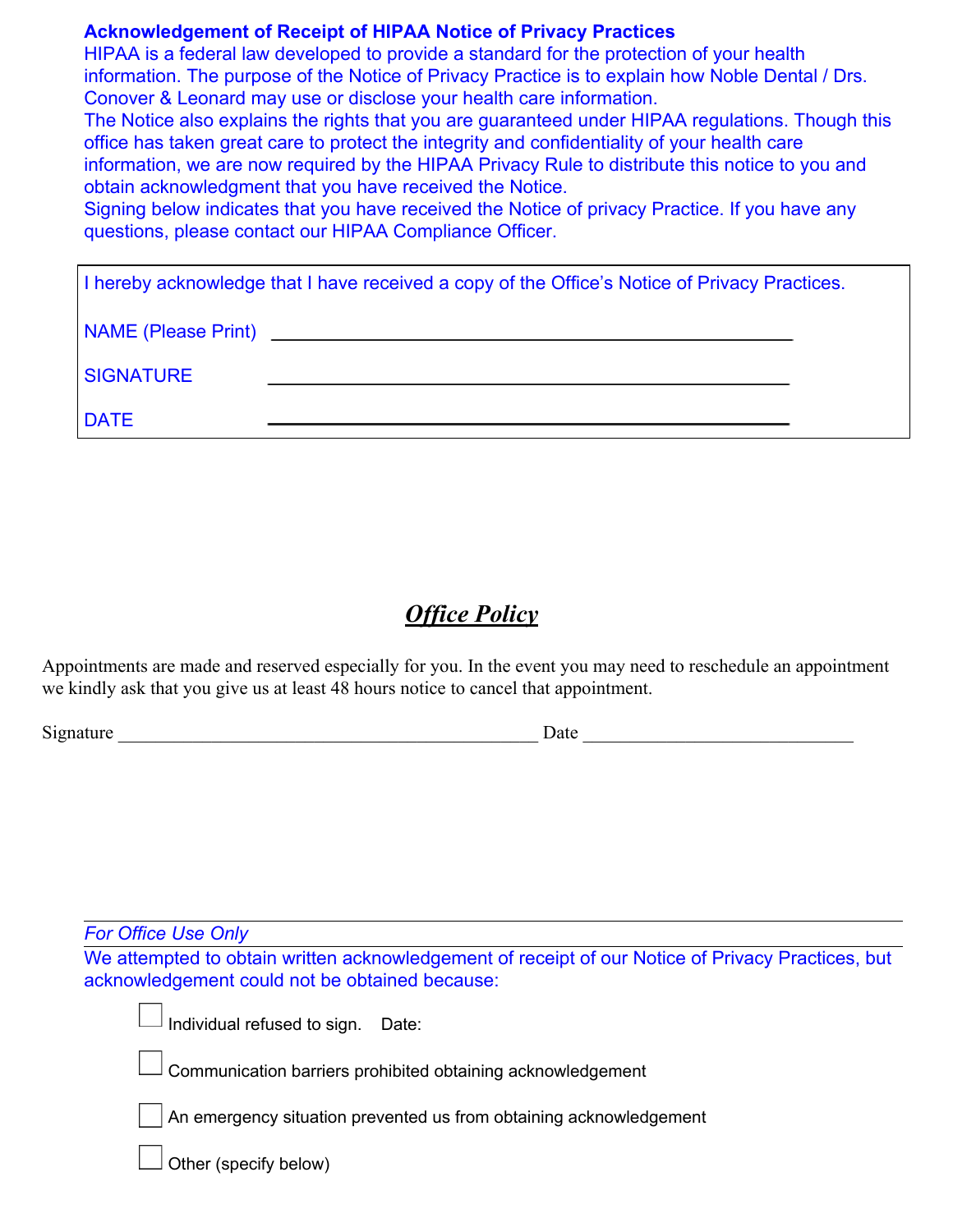**Acknowledgement of Receipt of HIPAA Notice of Privacy Practices**

HIPAA is a federal law developed to provide a standard for the protection of your health information. The purpose of the Notice of Privacy Practice is to explain how Noble Dental / Drs. Conover & Leonard may use or disclose your health care information.

The Notice also explains the rights that you are guaranteed under HIPAA regulations. Though this office has taken great care to protect the integrity and confidentiality of your health care information, we are now required by the HIPAA Privacy Rule to distribute this notice to you and obtain acknowledgment that you have received the Notice.

Signing below indicates that you have received the Notice of privacy Practice. If you have any questions, please contact our HIPAA Compliance Officer.

I hereby acknowledge that I have received a copy of the Office's Notice of Privacy Practices.

NAME (Please Print) ________________________________________________

SIGNATURE ________________________________________________

DATE ________________________________________________

## ***Office Policy***

Appointments are made and reserved especially for you. In the event you may need to reschedule an appointment we kindly ask that you give us at least 48 hours notice to cancel that appointment.

Signature ____________________________________________ Date ____________________________

*For Office Use Only*

We attempted to obtain written acknowledgement of receipt of our Notice of Privacy Practices, but acknowledgement could not be obtained because:

- ☐ Individual refused to sign. Date:
- ☐ Communication barriers prohibited obtaining acknowledgement
- ☐ An emergency situation prevented us from obtaining acknowledgement
- ☐ Other (specify below)